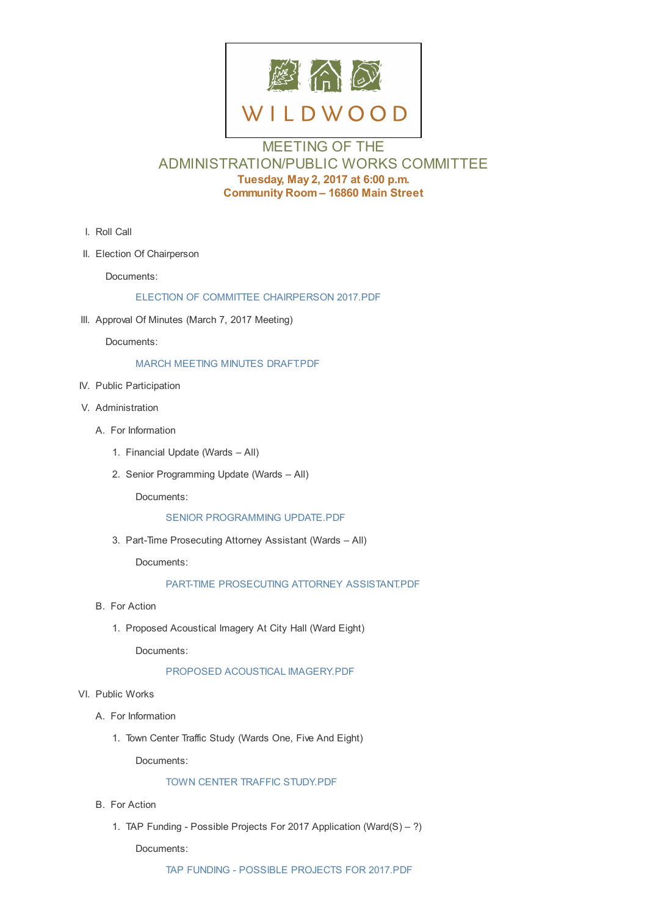WILDWOOD

# MEETING OF THE ADMINISTRATION/PUBLIC WORKS COMMITTEE

**Tuesday, May 2, 2017 at 6:00 p.m.**
**Community Room – 16860 Main Street**

I. Roll Call

II. Election Of Chairperson

Documents:

ELECTION OF COMMITTEE CHAIRPERSON 2017.PDF

III. Approval Of Minutes (March 7, 2017 Meeting)

Documents:

MARCH MEETING MINUTES DRAFT.PDF

IV. Public Participation

V. Administration

A. For Information

1. Financial Update (Wards – All)

2. Senior Programming Update (Wards – All)

Documents:

SENIOR PROGRAMMING UPDATE.PDF

3. Part-Time Prosecuting Attorney Assistant (Wards – All)

Documents:

PART-TIME PROSECUTING ATTORNEY ASSISTANT.PDF

B. For Action

1. Proposed Acoustical Imagery At City Hall (Ward Eight)

Documents:

PROPOSED ACOUSTICAL IMAGERY.PDF

VI. Public Works

A. For Information

1. Town Center Traffic Study (Wards One, Five And Eight)

Documents:

TOWN CENTER TRAFFIC STUDY.PDF

B. For Action

1. TAP Funding - Possible Projects For 2017 Application (Ward(S) – ?)

Documents:

TAP FUNDING - POSSIBLE PROJECTS FOR 2017.PDF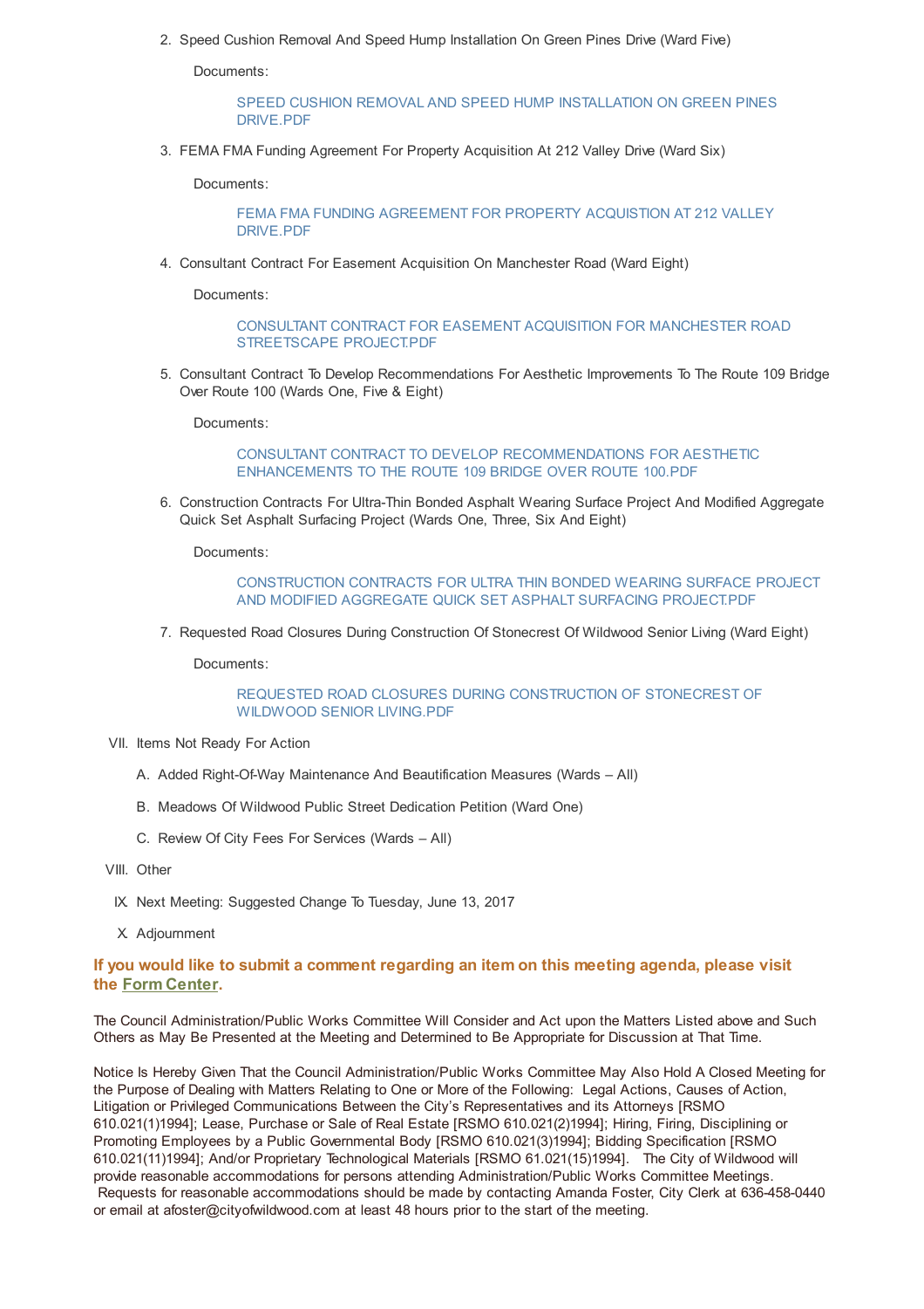2. Speed Cushion Removal And Speed Hump Installation On Green Pines Drive (Ward Five)

   Documents:

   SPEED CUSHION REMOVAL AND SPEED HUMP INSTALLATION ON GREEN PINES DRIVE.PDF

3. FEMA FMA Funding Agreement For Property Acquisition At 212 Valley Drive (Ward Six)

   Documents:

   FEMA FMA FUNDING AGREEMENT FOR PROPERTY ACQUISTION AT 212 VALLEY DRIVE.PDF

4. Consultant Contract For Easement Acquisition On Manchester Road (Ward Eight)

   Documents:

   CONSULTANT CONTRACT FOR EASEMENT ACQUISITION FOR MANCHESTER ROAD STREETSCAPE PROJECT.PDF

5. Consultant Contract To Develop Recommendations For Aesthetic Improvements To The Route 109 Bridge Over Route 100 (Wards One, Five & Eight)

   Documents:

   CONSULTANT CONTRACT TO DEVELOP RECOMMENDATIONS FOR AESTHETIC ENHANCEMENTS TO THE ROUTE 109 BRIDGE OVER ROUTE 100.PDF

6. Construction Contracts For Ultra-Thin Bonded Asphalt Wearing Surface Project And Modified Aggregate Quick Set Asphalt Surfacing Project (Wards One, Three, Six And Eight)

   Documents:

   CONSTRUCTION CONTRACTS FOR ULTRA THIN BONDED WEARING SURFACE PROJECT AND MODIFIED AGGREGATE QUICK SET ASPHALT SURFACING PROJECT.PDF

7. Requested Road Closures During Construction Of Stonecrest Of Wildwood Senior Living (Ward Eight)

   Documents:

   REQUESTED ROAD CLOSURES DURING CONSTRUCTION OF STONECREST OF WILDWOOD SENIOR LIVING.PDF

VII. Items Not Ready For Action

   A. Added Right-Of-Way Maintenance And Beautification Measures (Wards – All)

   B. Meadows Of Wildwood Public Street Dedication Petition (Ward One)

   C. Review Of City Fees For Services (Wards – All)

VIII. Other

IX. Next Meeting: Suggested Change To Tuesday, June 13, 2017

X. Adjournment

**If you would like to submit a comment regarding an item on this meeting agenda, please visit the Form Center.**

The Council Administration/Public Works Committee Will Consider and Act upon the Matters Listed above and Such Others as May Be Presented at the Meeting and Determined to Be Appropriate for Discussion at That Time.

Notice Is Hereby Given That the Council Administration/Public Works Committee May Also Hold A Closed Meeting for the Purpose of Dealing with Matters Relating to One or More of the Following: Legal Actions, Causes of Action, Litigation or Privileged Communications Between the City's Representatives and its Attorneys [RSMO 610.021(1)1994]; Lease, Purchase or Sale of Real Estate [RSMO 610.021(2)1994]; Hiring, Firing, Disciplining or Promoting Employees by a Public Governmental Body [RSMO 610.021(3)1994]; Bidding Specification [RSMO 610.021(11)1994]; And/or Proprietary Technological Materials [RSMO 61.021(15)1994]. The City of Wildwood will provide reasonable accommodations for persons attending Administration/Public Works Committee Meetings. Requests for reasonable accommodations should be made by contacting Amanda Foster, City Clerk at 636-458-0440 or email at afoster@cityofwildwood.com at least 48 hours prior to the start of the meeting.